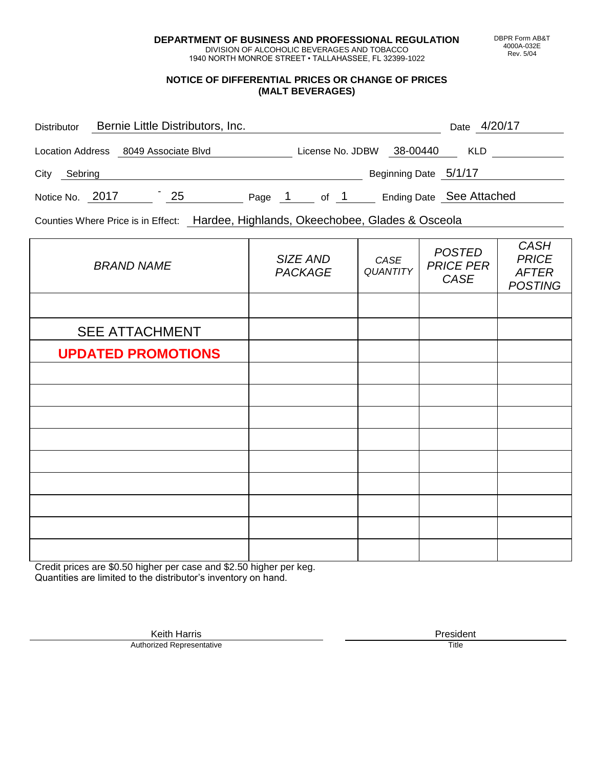**DEPARTMENT OF BUSINESS AND PROFESSIONAL REGULATION**
DIVISION OF ALCOHOLIC BEVERAGES AND TOBACCO
1940 NORTH MONROE STREET • TALLAHASSEE, FL 32399-1022

DBPR Form AB&T
4000A-032E
Rev. 5/04

## NOTICE OF DIFFERENTIAL PRICES OR CHANGE OF PRICES (MALT BEVERAGES)

Distributor: Bernie Little Distributors, Inc. Date: 4/20/17

Location Address: 8049 Associate Blvd License No. JDBW 38-00440 KLD

City: Sebring Beginning Date: 5/1/17

Notice No. 2017 - 25 Page 1 of 1 Ending Date: See Attached

Counties Where Price is in Effect: Hardee, Highlands, Okeechobee, Glades & Osceola

| *BRAND NAME* | *SIZE AND PACKAGE* | *CASE QUANTITY* | *POSTED PRICE PER CASE* | *CASH PRICE AFTER POSTING* |
|---|---|---|---|---|
| | | | | |
| SEE ATTACHMENT | | | | |
| **UPDATED PROMOTIONS** | | | | |
| | | | | |
| | | | | |
| | | | | |
| | | | | |
| | | | | |
| | | | | |
| | | | | |
| | | | | |
| | | | | |

Credit prices are $0.50 higher per case and $2.50 higher per keg.
Quantities are limited to the distributor's inventory on hand.

Keith Harris
Authorized Representative

President
Title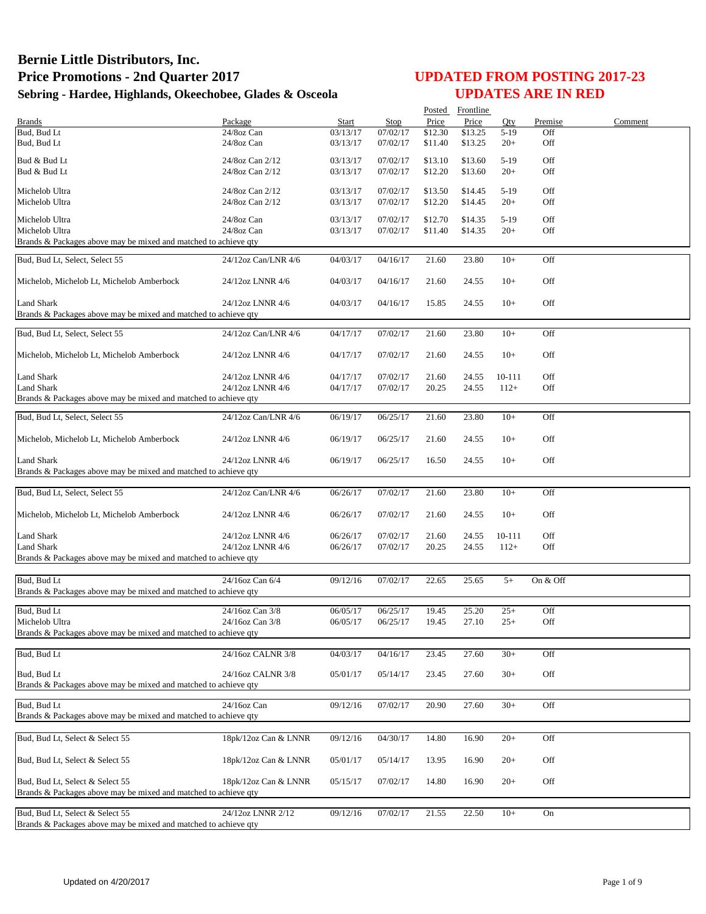# Bernie Little Distributors, Inc.
# Price Promotions - 2nd Quarter 2017
## Sebring - Hardee, Highlands, Okeechobee, Glades & Osceola

## UPDATED FROM POSTING 2017-23
## UPDATES ARE IN RED

| Brands | Package | Start | Stop | Posted Price | Frontline Price | Qty | Premise | Comment |
|---|---|---|---|---|---|---|---|---|
| Bud, Bud Lt | 24/8oz Can | 03/13/17 | 07/02/17 | $12.30 | $13.25 | 5-19 | Off | |
| Bud, Bud Lt | 24/8oz Can | 03/13/17 | 07/02/17 | $11.40 | $13.25 | 20+ | Off | |
| Bud & Bud Lt | 24/8oz Can 2/12 | 03/13/17 | 07/02/17 | $13.10 | $13.60 | 5-19 | Off | |
| Bud & Bud Lt | 24/8oz Can 2/12 | 03/13/17 | 07/02/17 | $12.20 | $13.60 | 20+ | Off | |
| Michelob Ultra | 24/8oz Can 2/12 | 03/13/17 | 07/02/17 | $13.50 | $14.45 | 5-19 | Off | |
| Michelob Ultra | 24/8oz Can 2/12 | 03/13/17 | 07/02/17 | $12.20 | $14.45 | 20+ | Off | |
| Michelob Ultra | 24/8oz Can | 03/13/17 | 07/02/17 | $12.70 | $14.35 | 5-19 | Off | |
| Michelob Ultra | 24/8oz Can | 03/13/17 | 07/02/17 | $11.40 | $14.35 | 20+ | Off | |
| Brands & Packages above may be mixed and matched to achieve qty | | | | | | | | |
| Bud, Bud Lt, Select, Select 55 | 24/12oz Can/LNR 4/6 | 04/03/17 | 04/16/17 | 21.60 | 23.80 | 10+ | Off | |
| Michelob, Michelob Lt, Michelob Amberbock | 24/12oz LNNR 4/6 | 04/03/17 | 04/16/17 | 21.60 | 24.55 | 10+ | Off | |
| Land Shark | 24/12oz LNNR 4/6 | 04/03/17 | 04/16/17 | 15.85 | 24.55 | 10+ | Off | |
| Brands & Packages above may be mixed and matched to achieve qty | | | | | | | | |
| Bud, Bud Lt, Select, Select 55 | 24/12oz Can/LNR 4/6 | 04/17/17 | 07/02/17 | 21.60 | 23.80 | 10+ | Off | |
| Michelob, Michelob Lt, Michelob Amberbock | 24/12oz LNNR 4/6 | 04/17/17 | 07/02/17 | 21.60 | 24.55 | 10+ | Off | |
| Land Shark | 24/12oz LNNR 4/6 | 04/17/17 | 07/02/17 | 21.60 | 24.55 | 10-111 | Off | |
| Land Shark | 24/12oz LNNR 4/6 | 04/17/17 | 07/02/17 | 20.25 | 24.55 | 112+ | Off | |
| Brands & Packages above may be mixed and matched to achieve qty | | | | | | | | |
| Bud, Bud Lt, Select, Select 55 | 24/12oz Can/LNR 4/6 | 06/19/17 | 06/25/17 | 21.60 | 23.80 | 10+ | Off | |
| Michelob, Michelob Lt, Michelob Amberbock | 24/12oz LNNR 4/6 | 06/19/17 | 06/25/17 | 21.60 | 24.55 | 10+ | Off | |
| Land Shark | 24/12oz LNNR 4/6 | 06/19/17 | 06/25/17 | 16.50 | 24.55 | 10+ | Off | |
| Brands & Packages above may be mixed and matched to achieve qty | | | | | | | | |
| Bud, Bud Lt, Select, Select 55 | 24/12oz Can/LNR 4/6 | 06/26/17 | 07/02/17 | 21.60 | 23.80 | 10+ | Off | |
| Michelob, Michelob Lt, Michelob Amberbock | 24/12oz LNNR 4/6 | 06/26/17 | 07/02/17 | 21.60 | 24.55 | 10+ | Off | |
| Land Shark | 24/12oz LNNR 4/6 | 06/26/17 | 07/02/17 | 21.60 | 24.55 | 10-111 | Off | |
| Land Shark | 24/12oz LNNR 4/6 | 06/26/17 | 07/02/17 | 20.25 | 24.55 | 112+ | Off | |
| Brands & Packages above may be mixed and matched to achieve qty | | | | | | | | |
| Bud, Bud Lt | 24/16oz Can 6/4 | 09/12/16 | 07/02/17 | 22.65 | 25.65 | 5+ | On & Off | |
| Brands & Packages above may be mixed and matched to achieve qty | | | | | | | | |
| Bud, Bud Lt | 24/16oz Can 3/8 | 06/05/17 | 06/25/17 | 19.45 | 25.20 | 25+ | Off | |
| Michelob Ultra | 24/16oz Can 3/8 | 06/05/17 | 06/25/17 | 19.45 | 27.10 | 25+ | Off | |
| Brands & Packages above may be mixed and matched to achieve qty | | | | | | | | |
| Bud, Bud Lt | 24/16oz CALNR 3/8 | 04/03/17 | 04/16/17 | 23.45 | 27.60 | 30+ | Off | |
| Bud, Bud Lt | 24/16oz CALNR 3/8 | 05/01/17 | 05/14/17 | 23.45 | 27.60 | 30+ | Off | |
| Brands & Packages above may be mixed and matched to achieve qty | | | | | | | | |
| Bud, Bud Lt | 24/16oz Can | 09/12/16 | 07/02/17 | 20.90 | 27.60 | 30+ | Off | |
| Brands & Packages above may be mixed and matched to achieve qty | | | | | | | | |
| Bud, Bud Lt, Select & Select 55 | 18pk/12oz Can & LNNR | 09/12/16 | 04/30/17 | 14.80 | 16.90 | 20+ | Off | |
| Bud, Bud Lt, Select & Select 55 | 18pk/12oz Can & LNNR | 05/01/17 | 05/14/17 | 13.95 | 16.90 | 20+ | Off | |
| Bud, Bud Lt, Select & Select 55 | 18pk/12oz Can & LNNR | 05/15/17 | 07/02/17 | 14.80 | 16.90 | 20+ | Off | |
| Brands & Packages above may be mixed and matched to achieve qty | | | | | | | | |
| Bud, Bud Lt, Select & Select 55 | 24/12oz LNNR 2/12 | 09/12/16 | 07/02/17 | 21.55 | 22.50 | 10+ | On | |
| Brands & Packages above may be mixed and matched to achieve qty | | | | | | | | |

Updated on 4/20/2017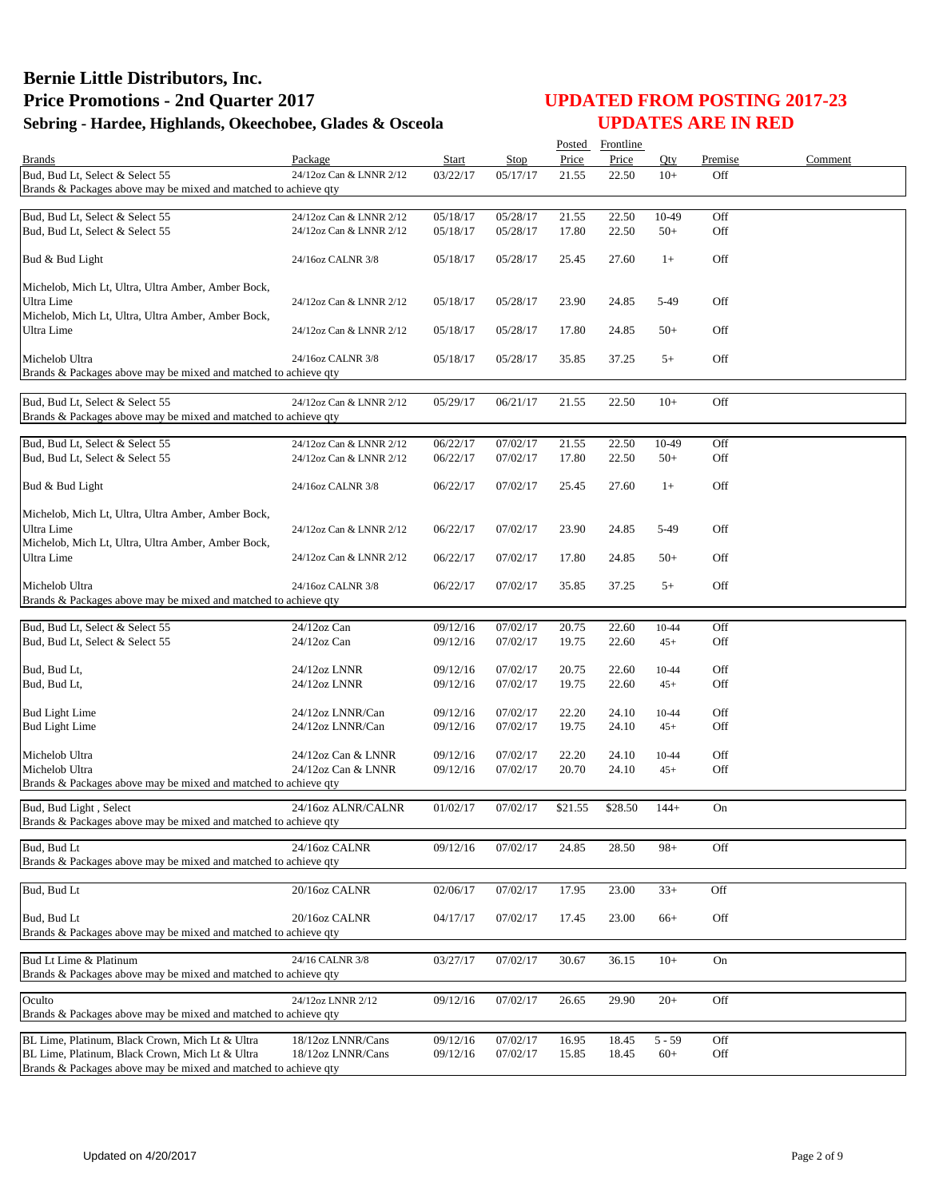# Bernie Little Distributors, Inc.
# Price Promotions - 2nd Quarter 2017
## Sebring - Hardee, Highlands, Okeechobee, Glades & Osceola

## UPDATED FROM POSTING 2017-23
## UPDATES ARE IN RED

| Brands | Package | Start | Stop | Posted Price | Frontline Price | Qty | Premise | Comment |
|---|---|---|---|---|---|---|---|---|
| Bud, Bud Lt, Select & Select 55 | 24/12oz Can & LNNR 2/12 | 03/22/17 | 05/17/17 | 21.55 | 22.50 | 10+ | Off | |
| Brands & Packages above may be mixed and matched to achieve qty | | | | | | | | |
| Bud, Bud Lt, Select & Select 55 | 24/12oz Can & LNNR 2/12 | 05/18/17 | 05/28/17 | 21.55 | 22.50 | 10-49 | Off | |
| Bud, Bud Lt, Select & Select 55 | 24/12oz Can & LNNR 2/12 | 05/18/17 | 05/28/17 | 17.80 | 22.50 | 50+ | Off | |
| Bud & Bud Light | 24/16oz CALNR 3/8 | 05/18/17 | 05/28/17 | 25.45 | 27.60 | 1+ | Off | |
| Michelob, Mich Lt, Ultra, Ultra Amber, Amber Bock, Ultra Lime | 24/12oz Can & LNNR 2/12 | 05/18/17 | 05/28/17 | 23.90 | 24.85 | 5-49 | Off | |
| Michelob, Mich Lt, Ultra, Ultra Amber, Amber Bock, Ultra Lime | 24/12oz Can & LNNR 2/12 | 05/18/17 | 05/28/17 | 17.80 | 24.85 | 50+ | Off | |
| Michelob Ultra | 24/16oz CALNR 3/8 | 05/18/17 | 05/28/17 | 35.85 | 37.25 | 5+ | Off | |
| Brands & Packages above may be mixed and matched to achieve qty | | | | | | | | |
| Bud, Bud Lt, Select & Select 55 | 24/12oz Can & LNNR 2/12 | 05/29/17 | 06/21/17 | 21.55 | 22.50 | 10+ | Off | |
| Brands & Packages above may be mixed and matched to achieve qty | | | | | | | | |
| Bud, Bud Lt, Select & Select 55 | 24/12oz Can & LNNR 2/12 | 06/22/17 | 07/02/17 | 21.55 | 22.50 | 10-49 | Off | |
| Bud, Bud Lt, Select & Select 55 | 24/12oz Can & LNNR 2/12 | 06/22/17 | 07/02/17 | 17.80 | 22.50 | 50+ | Off | |
| Bud & Bud Light | 24/16oz CALNR 3/8 | 06/22/17 | 07/02/17 | 25.45 | 27.60 | 1+ | Off | |
| Michelob, Mich Lt, Ultra, Ultra Amber, Amber Bock, Ultra Lime | 24/12oz Can & LNNR 2/12 | 06/22/17 | 07/02/17 | 23.90 | 24.85 | 5-49 | Off | |
| Michelob, Mich Lt, Ultra, Ultra Amber, Amber Bock, Ultra Lime | 24/12oz Can & LNNR 2/12 | 06/22/17 | 07/02/17 | 17.80 | 24.85 | 50+ | Off | |
| Michelob Ultra | 24/16oz CALNR 3/8 | 06/22/17 | 07/02/17 | 35.85 | 37.25 | 5+ | Off | |
| Brands & Packages above may be mixed and matched to achieve qty | | | | | | | | |
| Bud, Bud Lt, Select & Select 55 | 24/12oz Can | 09/12/16 | 07/02/17 | 20.75 | 22.60 | 10-44 | Off | |
| Bud, Bud Lt, Select & Select 55 | 24/12oz Can | 09/12/16 | 07/02/17 | 19.75 | 22.60 | 45+ | Off | |
| Bud, Bud Lt, | 24/12oz LNNR | 09/12/16 | 07/02/17 | 20.75 | 22.60 | 10-44 | Off | |
| Bud, Bud Lt, | 24/12oz LNNR | 09/12/16 | 07/02/17 | 19.75 | 22.60 | 45+ | Off | |
| Bud Light Lime | 24/12oz LNNR/Can | 09/12/16 | 07/02/17 | 22.20 | 24.10 | 10-44 | Off | |
| Bud Light Lime | 24/12oz LNNR/Can | 09/12/16 | 07/02/17 | 19.75 | 24.10 | 45+ | Off | |
| Michelob Ultra | 24/12oz Can & LNNR | 09/12/16 | 07/02/17 | 22.20 | 24.10 | 10-44 | Off | |
| Michelob Ultra | 24/12oz Can & LNNR | 09/12/16 | 07/02/17 | 20.70 | 24.10 | 45+ | Off | |
| Brands & Packages above may be mixed and matched to achieve qty | | | | | | | | |
| Bud, Bud Light , Select | 24/16oz ALNR/CALNR | 01/02/17 | 07/02/17 | $21.55 | $28.50 | 144+ | On | |
| Brands & Packages above may be mixed and matched to achieve qty | | | | | | | | |
| Bud, Bud Lt | 24/16oz CALNR | 09/12/16 | 07/02/17 | 24.85 | 28.50 | 98+ | Off | |
| Brands & Packages above may be mixed and matched to achieve qty | | | | | | | | |
| Bud, Bud Lt | 20/16oz CALNR | 02/06/17 | 07/02/17 | 17.95 | 23.00 | 33+ | Off | |
| Bud, Bud Lt | 20/16oz CALNR | 04/17/17 | 07/02/17 | 17.45 | 23.00 | 66+ | Off | |
| Brands & Packages above may be mixed and matched to achieve qty | | | | | | | | |
| Bud Lt Lime & Platinum | 24/16 CALNR 3/8 | 03/27/17 | 07/02/17 | 30.67 | 36.15 | 10+ | On | |
| Brands & Packages above may be mixed and matched to achieve qty | | | | | | | | |
| Oculto | 24/12oz LNNR 2/12 | 09/12/16 | 07/02/17 | 26.65 | 29.90 | 20+ | Off | |
| Brands & Packages above may be mixed and matched to achieve qty | | | | | | | | |
| BL Lime, Platinum, Black Crown, Mich Lt & Ultra | 18/12oz LNNR/Cans | 09/12/16 | 07/02/17 | 16.95 | 18.45 | 5 - 59 | Off | |
| BL Lime, Platinum, Black Crown, Mich Lt & Ultra | 18/12oz LNNR/Cans | 09/12/16 | 07/02/17 | 15.85 | 18.45 | 60+ | Off | |
| Brands & Packages above may be mixed and matched to achieve qty | | | | | | | | |

Updated on 4/20/2017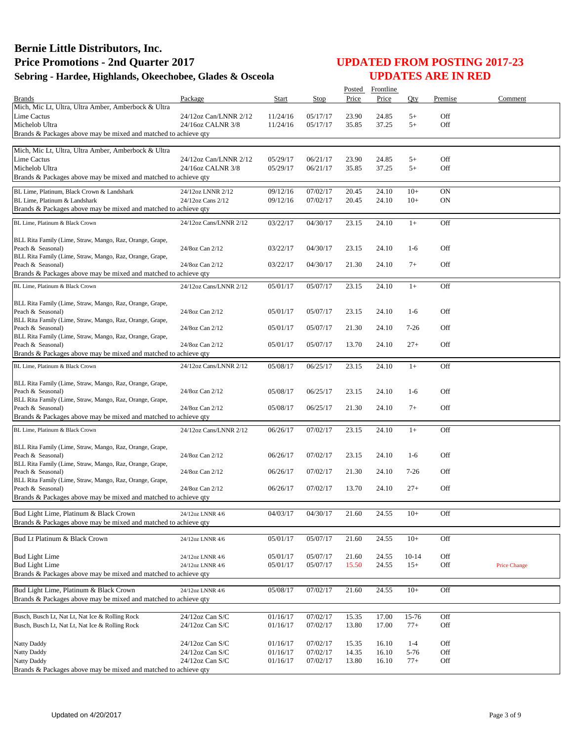# Bernie Little Distributors, Inc.
# Price Promotions - 2nd Quarter 2017
## Sebring - Hardee, Highlands, Okeechobee, Glades & Osceola

## UPDATED FROM POSTING 2017-23
## UPDATES ARE IN RED

| Brands | Package | Start | Stop | Posted Price | Frontline Price | Qty | Premise | Comment |
|---|---|---|---|---|---|---|---|---|
| Mich, Mic Lt, Ultra, Ultra Amber, Amberbock & Ultra Lime Cactus | 24/12oz Can/LNNR 2/12 | 11/24/16 | 05/17/17 | 23.90 | 24.85 | 5+ | Off | |
| Michelob Ultra | 24/16oz CALNR 3/8 | 11/24/16 | 05/17/17 | 35.85 | 37.25 | 5+ | Off | |
| Brands & Packages above may be mixed and matched to achieve qty | | | | | | | | |
| Mich, Mic Lt, Ultra, Ultra Amber, Amberbock & Ultra Lime Cactus | 24/12oz Can/LNNR 2/12 | 05/29/17 | 06/21/17 | 23.90 | 24.85 | 5+ | Off | |
| Michelob Ultra | 24/16oz CALNR 3/8 | 05/29/17 | 06/21/17 | 35.85 | 37.25 | 5+ | Off | |
| Brands & Packages above may be mixed and matched to achieve qty | | | | | | | | |
| BL Lime, Platinum, Black Crown & Landshark | 24/12oz LNNR 2/12 | 09/12/16 | 07/02/17 | 20.45 | 24.10 | 10+ | ON | |
| BL Lime, Platinum & Landshark | 24/12oz Cans 2/12 | 09/12/16 | 07/02/17 | 20.45 | 24.10 | 10+ | ON | |
| Brands & Packages above may be mixed and matched to achieve qty | | | | | | | | |
| BL Lime, Platinum & Black Crown | 24/12oz Cans/LNNR 2/12 | 03/22/17 | 04/30/17 | 23.15 | 24.10 | 1+ | Off | |
| BLL Rita Family (Lime, Straw, Mango, Raz, Orange, Grape, Peach & Seasonal) | 24/8oz Can 2/12 | 03/22/17 | 04/30/17 | 23.15 | 24.10 | 1-6 | Off | |
| BLL Rita Family (Lime, Straw, Mango, Raz, Orange, Grape, Peach & Seasonal) | 24/8oz Can 2/12 | 03/22/17 | 04/30/17 | 21.30 | 24.10 | 7+ | Off | |
| Brands & Packages above may be mixed and matched to achieve qty | | | | | | | | |
| BL Lime, Platinum & Black Crown | 24/12oz Cans/LNNR 2/12 | 05/01/17 | 05/07/17 | 23.15 | 24.10 | 1+ | Off | |
| BLL Rita Family (Lime, Straw, Mango, Raz, Orange, Grape, Peach & Seasonal) | 24/8oz Can 2/12 | 05/01/17 | 05/07/17 | 23.15 | 24.10 | 1-6 | Off | |
| BLL Rita Family (Lime, Straw, Mango, Raz, Orange, Grape, Peach & Seasonal) | 24/8oz Can 2/12 | 05/01/17 | 05/07/17 | 21.30 | 24.10 | 7-26 | Off | |
| BLL Rita Family (Lime, Straw, Mango, Raz, Orange, Grape, Peach & Seasonal) | 24/8oz Can 2/12 | 05/01/17 | 05/07/17 | 13.70 | 24.10 | 27+ | Off | |
| Brands & Packages above may be mixed and matched to achieve qty | | | | | | | | |
| BL Lime, Platinum & Black Crown | 24/12oz Cans/LNNR 2/12 | 05/08/17 | 06/25/17 | 23.15 | 24.10 | 1+ | Off | |
| BLL Rita Family (Lime, Straw, Mango, Raz, Orange, Grape, Peach & Seasonal) | 24/8oz Can 2/12 | 05/08/17 | 06/25/17 | 23.15 | 24.10 | 1-6 | Off | |
| BLL Rita Family (Lime, Straw, Mango, Raz, Orange, Grape, Peach & Seasonal) | 24/8oz Can 2/12 | 05/08/17 | 06/25/17 | 21.30 | 24.10 | 7+ | Off | |
| Brands & Packages above may be mixed and matched to achieve qty | | | | | | | | |
| BL Lime, Platinum & Black Crown | 24/12oz Cans/LNNR 2/12 | 06/26/17 | 07/02/17 | 23.15 | 24.10 | 1+ | Off | |
| BLL Rita Family (Lime, Straw, Mango, Raz, Orange, Grape, Peach & Seasonal) | 24/8oz Can 2/12 | 06/26/17 | 07/02/17 | 23.15 | 24.10 | 1-6 | Off | |
| BLL Rita Family (Lime, Straw, Mango, Raz, Orange, Grape, Peach & Seasonal) | 24/8oz Can 2/12 | 06/26/17 | 07/02/17 | 21.30 | 24.10 | 7-26 | Off | |
| BLL Rita Family (Lime, Straw, Mango, Raz, Orange, Grape, Peach & Seasonal) | 24/8oz Can 2/12 | 06/26/17 | 07/02/17 | 13.70 | 24.10 | 27+ | Off | |
| Brands & Packages above may be mixed and matched to achieve qty | | | | | | | | |
| Bud Light Lime, Platinum & Black Crown | 24/12oz LNNR 4/6 | 04/03/17 | 04/30/17 | 21.60 | 24.55 | 10+ | Off | |
| Brands & Packages above may be mixed and matched to achieve qty | | | | | | | | |
| Bud Lt Platinum & Black Crown | 24/12oz LNNR 4/6 | 05/01/17 | 05/07/17 | 21.60 | 24.55 | 10+ | Off | |
| Bud Light Lime | 24/12oz LNNR 4/6 | 05/01/17 | 05/07/17 | 21.60 | 24.55 | 10-14 | Off | |
| Bud Light Lime | 24/12oz LNNR 4/6 | 05/01/17 | 05/07/17 | 15.50 | 24.55 | 15+ | Off | Price Change |
| Brands & Packages above may be mixed and matched to achieve qty | | | | | | | | |
| Bud Light Lime, Platinum & Black Crown | 24/12oz LNNR 4/6 | 05/08/17 | 07/02/17 | 21.60 | 24.55 | 10+ | Off | |
| Brands & Packages above may be mixed and matched to achieve qty | | | | | | | | |
| Busch, Busch Lt, Nat Lt, Nat Ice & Rolling Rock | 24/12oz Can S/C | 01/16/17 | 07/02/17 | 15.35 | 17.00 | 15-76 | Off | |
| Busch, Busch Lt, Nat Lt, Nat Ice & Rolling Rock | 24/12oz Can S/C | 01/16/17 | 07/02/17 | 13.80 | 17.00 | 77+ | Off | |
| Natty Daddy | 24/12oz Can S/C | 01/16/17 | 07/02/17 | 15.35 | 16.10 | 1-4 | Off | |
| Natty Daddy | 24/12oz Can S/C | 01/16/17 | 07/02/17 | 14.35 | 16.10 | 5-76 | Off | |
| Natty Daddy | 24/12oz Can S/C | 01/16/17 | 07/02/17 | 13.80 | 16.10 | 77+ | Off | |
| Brands & Packages above may be mixed and matched to achieve qty | | | | | | | | |

Updated on 4/20/2017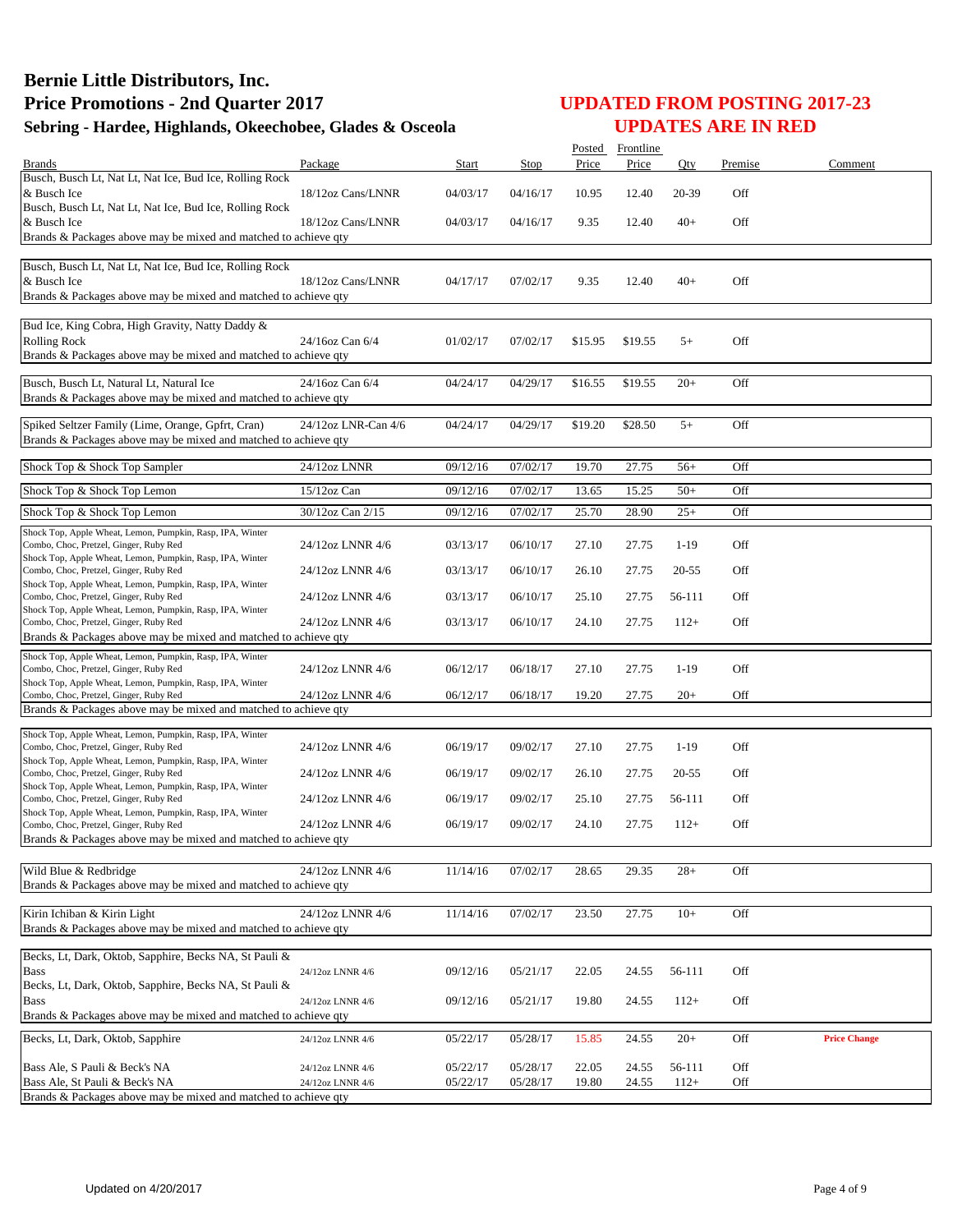# Bernie Little Distributors, Inc.
## Price Promotions - 2nd Quarter 2017
### Sebring - Hardee, Highlands, Okeechobee, Glades & Osceola

## UPDATED FROM POSTING 2017-23
## UPDATES ARE IN RED

| Brands | Package | Start | Stop | Posted Price | Frontline Price | Qty | Premise | Comment |
|---|---|---|---|---|---|---|---|---|
| Busch, Busch Lt, Nat Lt, Nat Ice, Bud Ice, Rolling Rock & Busch Ice | 18/12oz Cans/LNNR | 04/03/17 | 04/16/17 | 10.95 | 12.40 | 20-39 | Off | |
| Busch, Busch Lt, Nat Lt, Nat Ice, Bud Ice, Rolling Rock & Busch Ice | 18/12oz Cans/LNNR | 04/03/17 | 04/16/17 | 9.35 | 12.40 | 40+ | Off | |
| Brands & Packages above may be mixed and matched to achieve qty | | | | | | | | |
| Busch, Busch Lt, Nat Lt, Nat Ice, Bud Ice, Rolling Rock & Busch Ice | 18/12oz Cans/LNNR | 04/17/17 | 07/02/17 | 9.35 | 12.40 | 40+ | Off | |
| Brands & Packages above may be mixed and matched to achieve qty | | | | | | | | |
| Bud Ice, King Cobra, High Gravity, Natty Daddy & Rolling Rock | 24/16oz Can 6/4 | 01/02/17 | 07/02/17 | $15.95 | $19.55 | 5+ | Off | |
| Brands & Packages above may be mixed and matched to achieve qty | | | | | | | | |
| Busch, Busch Lt, Natural Lt, Natural Ice | 24/16oz Can 6/4 | 04/24/17 | 04/29/17 | $16.55 | $19.55 | 20+ | Off | |
| Brands & Packages above may be mixed and matched to achieve qty | | | | | | | | |
| Spiked Seltzer Family (Lime, Orange, Gpfrt, Cran) | 24/12oz LNR-Can 4/6 | 04/24/17 | 04/29/17 | $19.20 | $28.50 | 5+ | Off | |
| Brands & Packages above may be mixed and matched to achieve qty | | | | | | | | |
| Shock Top & Shock Top Sampler | 24/12oz LNNR | 09/12/16 | 07/02/17 | 19.70 | 27.75 | 56+ | Off | |
| Shock Top & Shock Top Lemon | 15/12oz Can | 09/12/16 | 07/02/17 | 13.65 | 15.25 | 50+ | Off | |
| Shock Top & Shock Top Lemon | 30/12oz Can 2/15 | 09/12/16 | 07/02/17 | 25.70 | 28.90 | 25+ | Off | |
| Shock Top, Apple Wheat, Lemon, Pumpkin, Rasp, IPA, Winter Combo, Choc, Pretzel, Ginger, Ruby Red | 24/12oz LNNR 4/6 | 03/13/17 | 06/10/17 | 27.10 | 27.75 | 1-19 | Off | |
| Shock Top, Apple Wheat, Lemon, Pumpkin, Rasp, IPA, Winter Combo, Choc, Pretzel, Ginger, Ruby Red | 24/12oz LNNR 4/6 | 03/13/17 | 06/10/17 | 26.10 | 27.75 | 20-55 | Off | |
| Shock Top, Apple Wheat, Lemon, Pumpkin, Rasp, IPA, Winter Combo, Choc, Pretzel, Ginger, Ruby Red | 24/12oz LNNR 4/6 | 03/13/17 | 06/10/17 | 25.10 | 27.75 | 56-111 | Off | |
| Shock Top, Apple Wheat, Lemon, Pumpkin, Rasp, IPA, Winter Combo, Choc, Pretzel, Ginger, Ruby Red | 24/12oz LNNR 4/6 | 03/13/17 | 06/10/17 | 24.10 | 27.75 | 112+ | Off | |
| Brands & Packages above may be mixed and matched to achieve qty | | | | | | | | |
| Shock Top, Apple Wheat, Lemon, Pumpkin, Rasp, IPA, Winter Combo, Choc, Pretzel, Ginger, Ruby Red | 24/12oz LNNR 4/6 | 06/12/17 | 06/18/17 | 27.10 | 27.75 | 1-19 | Off | |
| Shock Top, Apple Wheat, Lemon, Pumpkin, Rasp, IPA, Winter Combo, Choc, Pretzel, Ginger, Ruby Red | 24/12oz LNNR 4/6 | 06/12/17 | 06/18/17 | 19.20 | 27.75 | 20+ | Off | |
| Brands & Packages above may be mixed and matched to achieve qty | | | | | | | | |
| Shock Top, Apple Wheat, Lemon, Pumpkin, Rasp, IPA, Winter Combo, Choc, Pretzel, Ginger, Ruby Red | 24/12oz LNNR 4/6 | 06/19/17 | 09/02/17 | 27.10 | 27.75 | 1-19 | Off | |
| Shock Top, Apple Wheat, Lemon, Pumpkin, Rasp, IPA, Winter Combo, Choc, Pretzel, Ginger, Ruby Red | 24/12oz LNNR 4/6 | 06/19/17 | 09/02/17 | 26.10 | 27.75 | 20-55 | Off | |
| Shock Top, Apple Wheat, Lemon, Pumpkin, Rasp, IPA, Winter Combo, Choc, Pretzel, Ginger, Ruby Red | 24/12oz LNNR 4/6 | 06/19/17 | 09/02/17 | 25.10 | 27.75 | 56-111 | Off | |
| Shock Top, Apple Wheat, Lemon, Pumpkin, Rasp, IPA, Winter Combo, Choc, Pretzel, Ginger, Ruby Red | 24/12oz LNNR 4/6 | 06/19/17 | 09/02/17 | 24.10 | 27.75 | 112+ | Off | |
| Brands & Packages above may be mixed and matched to achieve qty | | | | | | | | |
| Wild Blue & Redbridge | 24/12oz LNNR 4/6 | 11/14/16 | 07/02/17 | 28.65 | 29.35 | 28+ | Off | |
| Brands & Packages above may be mixed and matched to achieve qty | | | | | | | | |
| Kirin Ichiban & Kirin Light | 24/12oz LNNR 4/6 | 11/14/16 | 07/02/17 | 23.50 | 27.75 | 10+ | Off | |
| Brands & Packages above may be mixed and matched to achieve qty | | | | | | | | |
| Becks, Lt, Dark, Oktob, Sapphire, Becks NA, St Pauli & Bass | 24/12oz LNNR 4/6 | 09/12/16 | 05/21/17 | 22.05 | 24.55 | 56-111 | Off | |
| Becks, Lt, Dark, Oktob, Sapphire, Becks NA, St Pauli & Bass | 24/12oz LNNR 4/6 | 09/12/16 | 05/21/17 | 19.80 | 24.55 | 112+ | Off | |
| Brands & Packages above may be mixed and matched to achieve qty | | | | | | | | |
| Becks, Lt, Dark, Oktob, Sapphire | 24/12oz LNNR 4/6 | 05/22/17 | 05/28/17 | 15.85 | 24.55 | 20+ | Off | **Price Change** |
| Bass Ale, S Pauli & Beck's NA | 24/12oz LNNR 4/6 | 05/22/17 | 05/28/17 | 22.05 | 24.55 | 56-111 | Off | |
| Bass Ale, St Pauli & Beck's NA | 24/12oz LNNR 4/6 | 05/22/17 | 05/28/17 | 19.80 | 24.55 | 112+ | Off | |
| Brands & Packages above may be mixed and matched to achieve qty | | | | | | | | |

Updated on 4/20/2017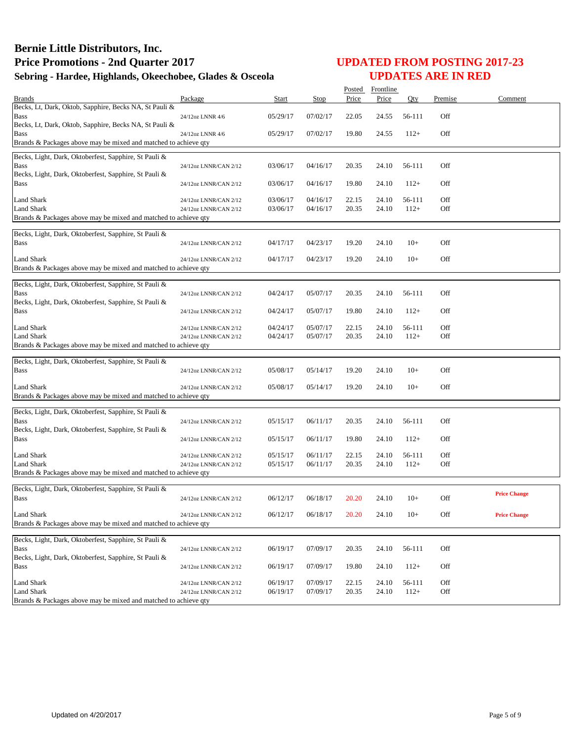# Bernie Little Distributors, Inc.

## Price Promotions - 2nd Quarter 2017

### Sebring - Hardee, Highlands, Okeechobee, Glades & Osceola

## UPDATED FROM POSTING 2017-23
## UPDATES ARE IN RED

| Brands | Package | Start | Stop | Posted Price | Frontline Price | Qty | Premise | Comment |
|---|---|---|---|---|---|---|---|---|
| Becks, Lt, Dark, Oktob, Sapphire, Becks NA, St Pauli & Bass | 24/12oz LNNR 4/6 | 05/29/17 | 07/02/17 | 22.05 | 24.55 | 56-111 | Off | |
| Becks, Lt, Dark, Oktob, Sapphire, Becks NA, St Pauli & Bass | 24/12oz LNNR 4/6 | 05/29/17 | 07/02/17 | 19.80 | 24.55 | 112+ | Off | |
| Brands & Packages above may be mixed and matched to achieve qty | | | | | | | | |
| Becks, Light, Dark, Oktoberfest, Sapphire, St Pauli & Bass | 24/12oz LNNR/CAN 2/12 | 03/06/17 | 04/16/17 | 20.35 | 24.10 | 56-111 | Off | |
| Becks, Light, Dark, Oktoberfest, Sapphire, St Pauli & Bass | 24/12oz LNNR/CAN 2/12 | 03/06/17 | 04/16/17 | 19.80 | 24.10 | 112+ | Off | |
| Land Shark | 24/12oz LNNR/CAN 2/12 | 03/06/17 | 04/16/17 | 22.15 | 24.10 | 56-111 | Off | |
| Land Shark | 24/12oz LNNR/CAN 2/12 | 03/06/17 | 04/16/17 | 20.35 | 24.10 | 112+ | Off | |
| Brands & Packages above may be mixed and matched to achieve qty | | | | | | | | |
| Becks, Light, Dark, Oktoberfest, Sapphire, St Pauli & Bass | 24/12oz LNNR/CAN 2/12 | 04/17/17 | 04/23/17 | 19.20 | 24.10 | 10+ | Off | |
| Land Shark | 24/12oz LNNR/CAN 2/12 | 04/17/17 | 04/23/17 | 19.20 | 24.10 | 10+ | Off | |
| Brands & Packages above may be mixed and matched to achieve qty | | | | | | | | |
| Becks, Light, Dark, Oktoberfest, Sapphire, St Pauli & Bass | 24/12oz LNNR/CAN 2/12 | 04/24/17 | 05/07/17 | 20.35 | 24.10 | 56-111 | Off | |
| Becks, Light, Dark, Oktoberfest, Sapphire, St Pauli & Bass | 24/12oz LNNR/CAN 2/12 | 04/24/17 | 05/07/17 | 19.80 | 24.10 | 112+ | Off | |
| Land Shark | 24/12oz LNNR/CAN 2/12 | 04/24/17 | 05/07/17 | 22.15 | 24.10 | 56-111 | Off | |
| Land Shark | 24/12oz LNNR/CAN 2/12 | 04/24/17 | 05/07/17 | 20.35 | 24.10 | 112+ | Off | |
| Brands & Packages above may be mixed and matched to achieve qty | | | | | | | | |
| Becks, Light, Dark, Oktoberfest, Sapphire, St Pauli & Bass | 24/12oz LNNR/CAN 2/12 | 05/08/17 | 05/14/17 | 19.20 | 24.10 | 10+ | Off | |
| Land Shark | 24/12oz LNNR/CAN 2/12 | 05/08/17 | 05/14/17 | 19.20 | 24.10 | 10+ | Off | |
| Brands & Packages above may be mixed and matched to achieve qty | | | | | | | | |
| Becks, Light, Dark, Oktoberfest, Sapphire, St Pauli & Bass | 24/12oz LNNR/CAN 2/12 | 05/15/17 | 06/11/17 | 20.35 | 24.10 | 56-111 | Off | |
| Becks, Light, Dark, Oktoberfest, Sapphire, St Pauli & Bass | 24/12oz LNNR/CAN 2/12 | 05/15/17 | 06/11/17 | 19.80 | 24.10 | 112+ | Off | |
| Land Shark | 24/12oz LNNR/CAN 2/12 | 05/15/17 | 06/11/17 | 22.15 | 24.10 | 56-111 | Off | |
| Land Shark | 24/12oz LNNR/CAN 2/12 | 05/15/17 | 06/11/17 | 20.35 | 24.10 | 112+ | Off | |
| Brands & Packages above may be mixed and matched to achieve qty | | | | | | | | |
| Becks, Light, Dark, Oktoberfest, Sapphire, St Pauli & Bass | 24/12oz LNNR/CAN 2/12 | 06/12/17 | 06/18/17 | 20.20 | 24.10 | 10+ | Off | **Price Change** |
| Land Shark | 24/12oz LNNR/CAN 2/12 | 06/12/17 | 06/18/17 | 20.20 | 24.10 | 10+ | Off | **Price Change** |
| Brands & Packages above may be mixed and matched to achieve qty | | | | | | | | |
| Becks, Light, Dark, Oktoberfest, Sapphire, St Pauli & Bass | 24/12oz LNNR/CAN 2/12 | 06/19/17 | 07/09/17 | 20.35 | 24.10 | 56-111 | Off | |
| Becks, Light, Dark, Oktoberfest, Sapphire, St Pauli & Bass | 24/12oz LNNR/CAN 2/12 | 06/19/17 | 07/09/17 | 19.80 | 24.10 | 112+ | Off | |
| Land Shark | 24/12oz LNNR/CAN 2/12 | 06/19/17 | 07/09/17 | 22.15 | 24.10 | 56-111 | Off | |
| Land Shark | 24/12oz LNNR/CAN 2/12 | 06/19/17 | 07/09/17 | 20.35 | 24.10 | 112+ | Off | |
| Brands & Packages above may be mixed and matched to achieve qty | | | | | | | | |

Updated on 4/20/2017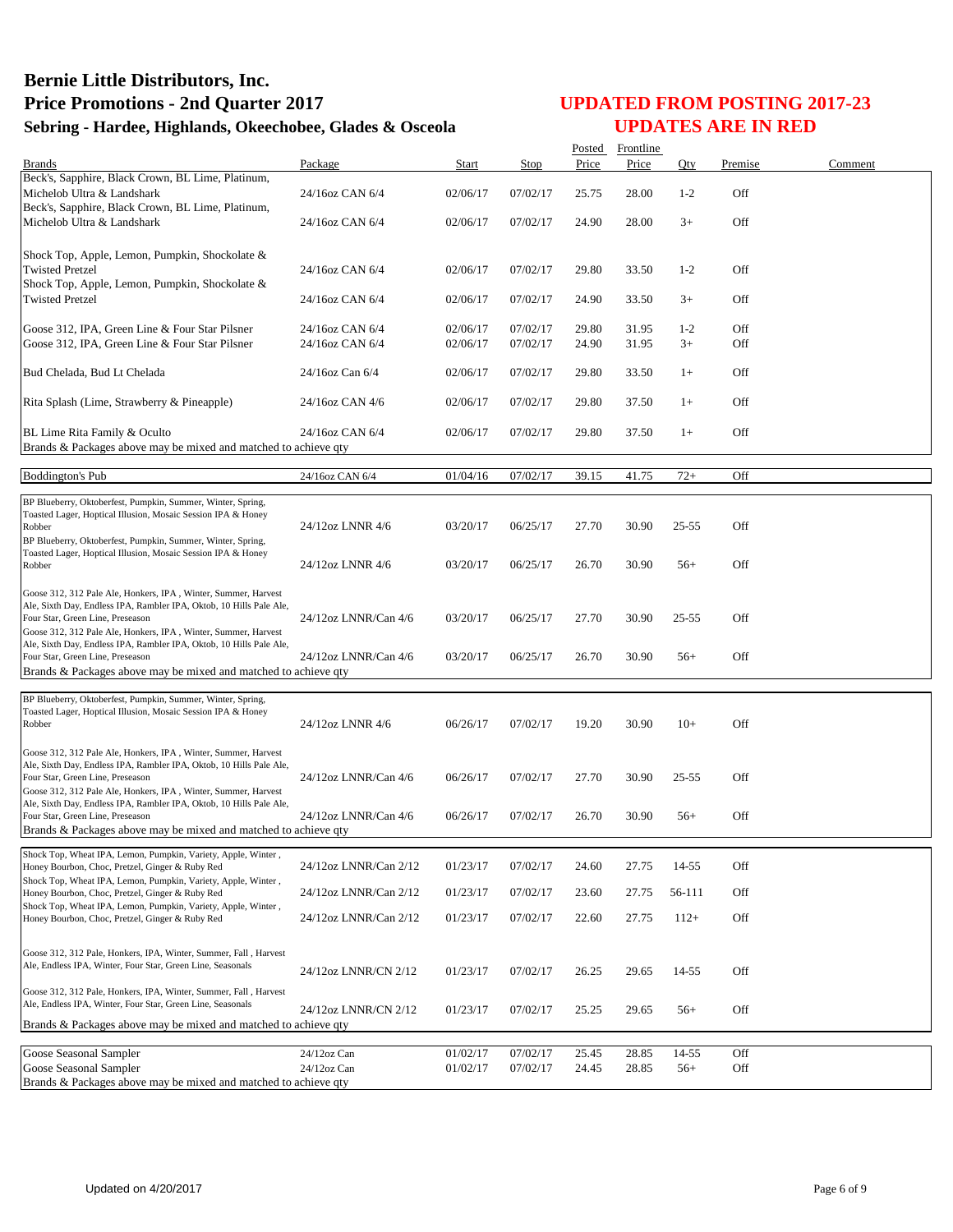# Bernie Little Distributors, Inc.
# Price Promotions - 2nd Quarter 2017
## Sebring - Hardee, Highlands, Okeechobee, Glades & Osceola

## UPDATED FROM POSTING 2017-23
## UPDATES ARE IN RED

| Brands | Package | Start | Stop | Posted Price | Frontline Price | Qty | Premise | Comment |
|---|---|---|---|---|---|---|---|---|
| Beck's, Sapphire, Black Crown, BL Lime, Platinum, Michelob Ultra & Landshark | 24/16oz CAN 6/4 | 02/06/17 | 07/02/17 | 25.75 | 28.00 | 1-2 | Off | |
| Beck's, Sapphire, Black Crown, BL Lime, Platinum, Michelob Ultra & Landshark | 24/16oz CAN 6/4 | 02/06/17 | 07/02/17 | 24.90 | 28.00 | 3+ | Off | |
| Shock Top, Apple, Lemon, Pumpkin, Shockolate & Twisted Pretzel | 24/16oz CAN 6/4 | 02/06/17 | 07/02/17 | 29.80 | 33.50 | 1-2 | Off | |
| Shock Top, Apple, Lemon, Pumpkin, Shockolate & Twisted Pretzel | 24/16oz CAN 6/4 | 02/06/17 | 07/02/17 | 24.90 | 33.50 | 3+ | Off | |
| Goose 312, IPA, Green Line & Four Star Pilsner | 24/16oz CAN 6/4 | 02/06/17 | 07/02/17 | 29.80 | 31.95 | 1-2 | Off | |
| Goose 312, IPA, Green Line & Four Star Pilsner | 24/16oz CAN 6/4 | 02/06/17 | 07/02/17 | 24.90 | 31.95 | 3+ | Off | |
| Bud Chelada, Bud Lt Chelada | 24/16oz Can 6/4 | 02/06/17 | 07/02/17 | 29.80 | 33.50 | 1+ | Off | |
| Rita Splash (Lime, Strawberry & Pineapple) | 24/16oz CAN 4/6 | 02/06/17 | 07/02/17 | 29.80 | 37.50 | 1+ | Off | |
| BL Lime Rita Family & Oculto | 24/16oz CAN 6/4 | 02/06/17 | 07/02/17 | 29.80 | 37.50 | 1+ | Off | |
| Brands & Packages above may be mixed and matched to achieve qty | | | | | | | | |
| Boddington's Pub | 24/16oz CAN 6/4 | 01/04/16 | 07/02/17 | 39.15 | 41.75 | 72+ | Off | |
| BP Blueberry, Oktoberfest, Pumpkin, Summer, Winter, Spring, Toasted Lager, Hoptical Illusion, Mosaic Session IPA & Honey Robber | 24/12oz LNNR 4/6 | 03/20/17 | 06/25/17 | 27.70 | 30.90 | 25-55 | Off | |
| BP Blueberry, Oktoberfest, Pumpkin, Summer, Winter, Spring, Toasted Lager, Hoptical Illusion, Mosaic Session IPA & Honey Robber | 24/12oz LNNR 4/6 | 03/20/17 | 06/25/17 | 26.70 | 30.90 | 56+ | Off | |
| Goose 312, 312 Pale Ale, Honkers, IPA , Winter, Summer, Harvest Ale, Sixth Day, Endless IPA, Rambler IPA, Oktob, 10 Hills Pale Ale, Four Star, Green Line, Preseason | 24/12oz LNNR/Can 4/6 | 03/20/17 | 06/25/17 | 27.70 | 30.90 | 25-55 | Off | |
| Goose 312, 312 Pale Ale, Honkers, IPA , Winter, Summer, Harvest Ale, Sixth Day, Endless IPA, Rambler IPA, Oktob, 10 Hills Pale Ale, Four Star, Green Line, Preseason | 24/12oz LNNR/Can 4/6 | 03/20/17 | 06/25/17 | 26.70 | 30.90 | 56+ | Off | |
| Brands & Packages above may be mixed and matched to achieve qty | | | | | | | | |
| BP Blueberry, Oktoberfest, Pumpkin, Summer, Winter, Spring, Toasted Lager, Hoptical Illusion, Mosaic Session IPA & Honey Robber | 24/12oz LNNR 4/6 | 06/26/17 | 07/02/17 | 19.20 | 30.90 | 10+ | Off | |
| Goose 312, 312 Pale Ale, Honkers, IPA , Winter, Summer, Harvest Ale, Sixth Day, Endless IPA, Rambler IPA, Oktob, 10 Hills Pale Ale, Four Star, Green Line, Preseason | 24/12oz LNNR/Can 4/6 | 06/26/17 | 07/02/17 | 27.70 | 30.90 | 25-55 | Off | |
| Goose 312, 312 Pale Ale, Honkers, IPA , Winter, Summer, Harvest Ale, Sixth Day, Endless IPA, Rambler IPA, Oktob, 10 Hills Pale Ale, Four Star, Green Line, Preseason | 24/12oz LNNR/Can 4/6 | 06/26/17 | 07/02/17 | 26.70 | 30.90 | 56+ | Off | |
| Brands & Packages above may be mixed and matched to achieve qty | | | | | | | | |
| Shock Top, Wheat IPA, Lemon, Pumpkin, Variety, Apple, Winter , Honey Bourbon, Choc, Pretzel, Ginger & Ruby Red | 24/12oz LNNR/Can 2/12 | 01/23/17 | 07/02/17 | 24.60 | 27.75 | 14-55 | Off | |
| Shock Top, Wheat IPA, Lemon, Pumpkin, Variety, Apple, Winter , Honey Bourbon, Choc, Pretzel, Ginger & Ruby Red | 24/12oz LNNR/Can 2/12 | 01/23/17 | 07/02/17 | 23.60 | 27.75 | 56-111 | Off | |
| Shock Top, Wheat IPA, Lemon, Pumpkin, Variety, Apple, Winter , Honey Bourbon, Choc, Pretzel, Ginger & Ruby Red | 24/12oz LNNR/Can 2/12 | 01/23/17 | 07/02/17 | 22.60 | 27.75 | 112+ | Off | |
| Goose 312, 312 Pale, Honkers, IPA, Winter, Summer, Fall , Harvest Ale, Endless IPA, Winter, Four Star, Green Line, Seasonals | 24/12oz LNNR/CN 2/12 | 01/23/17 | 07/02/17 | 26.25 | 29.65 | 14-55 | Off | |
| Goose 312, 312 Pale, Honkers, IPA, Winter, Summer, Fall , Harvest Ale, Endless IPA, Winter, Four Star, Green Line, Seasonals | 24/12oz LNNR/CN 2/12 | 01/23/17 | 07/02/17 | 25.25 | 29.65 | 56+ | Off | |
| Brands & Packages above may be mixed and matched to achieve qty | | | | | | | | |
| Goose Seasonal Sampler | 24/12oz Can | 01/02/17 | 07/02/17 | 25.45 | 28.85 | 14-55 | Off | |
| Goose Seasonal Sampler | 24/12oz Can | 01/02/17 | 07/02/17 | 24.45 | 28.85 | 56+ | Off | |
| Brands & Packages above may be mixed and matched to achieve qty | | | | | | | | |

Updated on 4/20/2017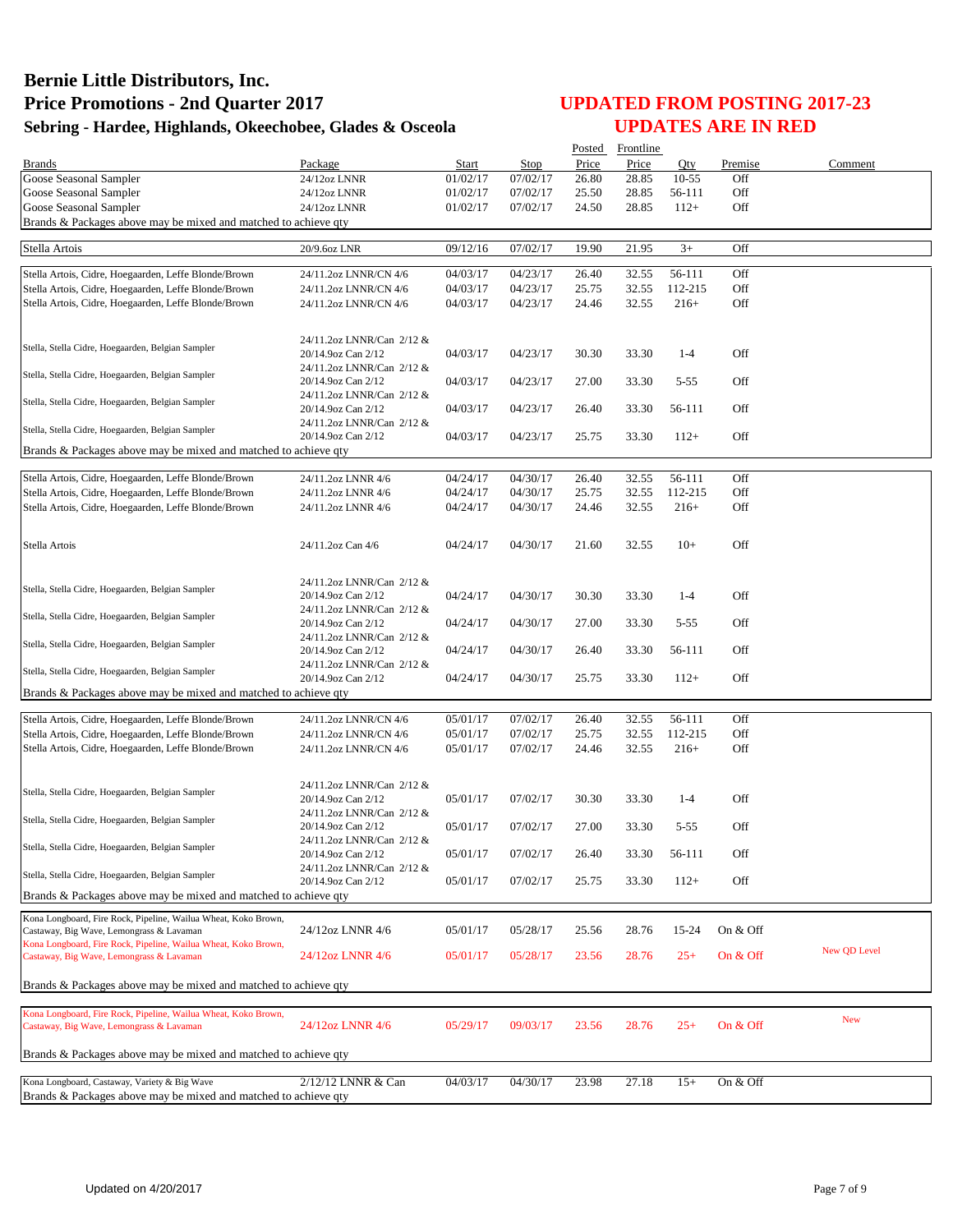# Bernie Little Distributors, Inc.
## Price Promotions - 2nd Quarter 2017
### Sebring - Hardee, Highlands, Okeechobee, Glades & Osceola

## UPDATED FROM POSTING 2017-23
## UPDATES ARE IN RED

| Brands | Package | Start | Stop | Posted Price | Frontline Price | Qty | Premise | Comment |
|---|---|---|---|---|---|---|---|---|
| Goose Seasonal Sampler | 24/12oz LNNR | 01/02/17 | 07/02/17 | 26.80 | 28.85 | 10-55 | Off | |
| Goose Seasonal Sampler | 24/12oz LNNR | 01/02/17 | 07/02/17 | 25.50 | 28.85 | 56-111 | Off | |
| Goose Seasonal Sampler | 24/12oz LNNR | 01/02/17 | 07/02/17 | 24.50 | 28.85 | 112+ | Off | |
| Brands & Packages above may be mixed and matched to achieve qty | | | | | | | | |
| Stella Artois | 20/9.6oz LNR | 09/12/16 | 07/02/17 | 19.90 | 21.95 | 3+ | Off | |
| Stella Artois, Cidre, Hoegaarden, Leffe Blonde/Brown | 24/11.2oz LNNR/CN 4/6 | 04/03/17 | 04/23/17 | 26.40 | 32.55 | 56-111 | Off | |
| Stella Artois, Cidre, Hoegaarden, Leffe Blonde/Brown | 24/11.2oz LNNR/CN 4/6 | 04/03/17 | 04/23/17 | 25.75 | 32.55 | 112-215 | Off | |
| Stella Artois, Cidre, Hoegaarden, Leffe Blonde/Brown | 24/11.2oz LNNR/CN 4/6 | 04/03/17 | 04/23/17 | 24.46 | 32.55 | 216+ | Off | |
| Stella, Stella Cidre, Hoegaarden, Belgian Sampler | 24/11.2oz LNNR/Can 2/12 & 20/14.9oz Can 2/12 | 04/03/17 | 04/23/17 | 30.30 | 33.30 | 1-4 | Off | |
| Stella, Stella Cidre, Hoegaarden, Belgian Sampler | 24/11.2oz LNNR/Can 2/12 & 20/14.9oz Can 2/12 | 04/03/17 | 04/23/17 | 27.00 | 33.30 | 5-55 | Off | |
| Stella, Stella Cidre, Hoegaarden, Belgian Sampler | 24/11.2oz LNNR/Can 2/12 & 20/14.9oz Can 2/12 | 04/03/17 | 04/23/17 | 26.40 | 33.30 | 56-111 | Off | |
| Stella, Stella Cidre, Hoegaarden, Belgian Sampler | 24/11.2oz LNNR/Can 2/12 & 20/14.9oz Can 2/12 | 04/03/17 | 04/23/17 | 25.75 | 33.30 | 112+ | Off | |
| Brands & Packages above may be mixed and matched to achieve qty | | | | | | | | |
| Stella Artois, Cidre, Hoegaarden, Leffe Blonde/Brown | 24/11.2oz LNNR 4/6 | 04/24/17 | 04/30/17 | 26.40 | 32.55 | 56-111 | Off | |
| Stella Artois, Cidre, Hoegaarden, Leffe Blonde/Brown | 24/11.2oz LNNR 4/6 | 04/24/17 | 04/30/17 | 25.75 | 32.55 | 112-215 | Off | |
| Stella Artois, Cidre, Hoegaarden, Leffe Blonde/Brown | 24/11.2oz LNNR 4/6 | 04/24/17 | 04/30/17 | 24.46 | 32.55 | 216+ | Off | |
| Stella Artois | 24/11.2oz Can 4/6 | 04/24/17 | 04/30/17 | 21.60 | 32.55 | 10+ | Off | |
| Stella, Stella Cidre, Hoegaarden, Belgian Sampler | 24/11.2oz LNNR/Can 2/12 & 20/14.9oz Can 2/12 | 04/24/17 | 04/30/17 | 30.30 | 33.30 | 1-4 | Off | |
| Stella, Stella Cidre, Hoegaarden, Belgian Sampler | 24/11.2oz LNNR/Can 2/12 & 20/14.9oz Can 2/12 | 04/24/17 | 04/30/17 | 27.00 | 33.30 | 5-55 | Off | |
| Stella, Stella Cidre, Hoegaarden, Belgian Sampler | 24/11.2oz LNNR/Can 2/12 & 20/14.9oz Can 2/12 | 04/24/17 | 04/30/17 | 26.40 | 33.30 | 56-111 | Off | |
| Stella, Stella Cidre, Hoegaarden, Belgian Sampler | 24/11.2oz LNNR/Can 2/12 & 20/14.9oz Can 2/12 | 04/24/17 | 04/30/17 | 25.75 | 33.30 | 112+ | Off | |
| Brands & Packages above may be mixed and matched to achieve qty | | | | | | | | |
| Stella Artois, Cidre, Hoegaarden, Leffe Blonde/Brown | 24/11.2oz LNNR/CN 4/6 | 05/01/17 | 07/02/17 | 26.40 | 32.55 | 56-111 | Off | |
| Stella Artois, Cidre, Hoegaarden, Leffe Blonde/Brown | 24/11.2oz LNNR/CN 4/6 | 05/01/17 | 07/02/17 | 25.75 | 32.55 | 112-215 | Off | |
| Stella Artois, Cidre, Hoegaarden, Leffe Blonde/Brown | 24/11.2oz LNNR/CN 4/6 | 05/01/17 | 07/02/17 | 24.46 | 32.55 | 216+ | Off | |
| Stella, Stella Cidre, Hoegaarden, Belgian Sampler | 24/11.2oz LNNR/Can 2/12 & 20/14.9oz Can 2/12 | 05/01/17 | 07/02/17 | 30.30 | 33.30 | 1-4 | Off | |
| Stella, Stella Cidre, Hoegaarden, Belgian Sampler | 24/11.2oz LNNR/Can 2/12 & 20/14.9oz Can 2/12 | 05/01/17 | 07/02/17 | 27.00 | 33.30 | 5-55 | Off | |
| Stella, Stella Cidre, Hoegaarden, Belgian Sampler | 24/11.2oz LNNR/Can 2/12 & 20/14.9oz Can 2/12 | 05/01/17 | 07/02/17 | 26.40 | 33.30 | 56-111 | Off | |
| Stella, Stella Cidre, Hoegaarden, Belgian Sampler | 24/11.2oz LNNR/Can 2/12 & 20/14.9oz Can 2/12 | 05/01/17 | 07/02/17 | 25.75 | 33.30 | 112+ | Off | |
| Brands & Packages above may be mixed and matched to achieve qty | | | | | | | | |
| Kona Longboard, Fire Rock, Pipeline, Wailua Wheat, Koko Brown, Castaway, Big Wave, Lemongrass & Lavaman | 24/12oz LNNR 4/6 | 05/01/17 | 05/28/17 | 25.56 | 28.76 | 15-24 | On & Off | |
| Kona Longboard, Fire Rock, Pipeline, Wailua Wheat, Koko Brown, Castaway, Big Wave, Lemongrass & Lavaman | 24/12oz LNNR 4/6 | 05/01/17 | 05/28/17 | 23.56 | 28.76 | 25+ | On & Off | New QD Level |
| Brands & Packages above may be mixed and matched to achieve qty | | | | | | | | |
| Kona Longboard, Fire Rock, Pipeline, Wailua Wheat, Koko Brown, Castaway, Big Wave, Lemongrass & Lavaman | 24/12oz LNNR 4/6 | 05/29/17 | 09/03/17 | 23.56 | 28.76 | 25+ | On & Off | New |
| Brands & Packages above may be mixed and matched to achieve qty | | | | | | | | |
| Kona Longboard, Castaway, Variety & Big Wave | 2/12/12 LNNR & Can | 04/03/17 | 04/30/17 | 23.98 | 27.18 | 15+ | On & Off | |
| Brands & Packages above may be mixed and matched to achieve qty | | | | | | | | |

Updated on 4/20/2017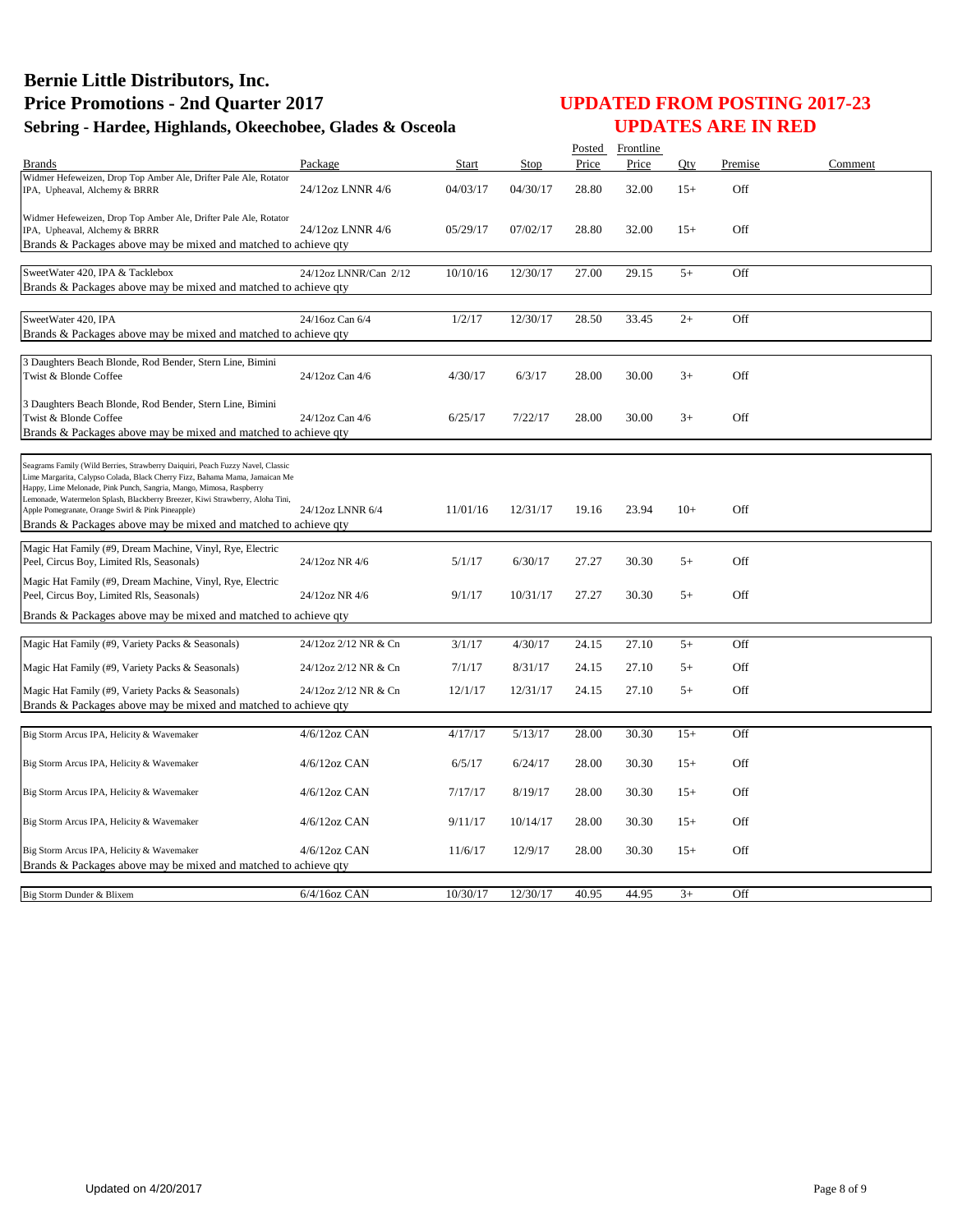# Bernie Little Distributors, Inc.
# Price Promotions - 2nd Quarter 2017
## Sebring - Hardee, Highlands, Okeechobee, Glades & Osceola

## UPDATED FROM POSTING 2017-23
## UPDATES ARE IN RED

| Brands | Package | Start | Stop | Posted Price | Frontline Price | Qty | Premise | Comment |
|---|---|---|---|---|---|---|---|---|
| Widmer Hefeweizen, Drop Top Amber Ale, Drifter Pale Ale, Rotator IPA, Upheaval, Alchemy & BRRR | 24/12oz LNNR 4/6 | 04/03/17 | 04/30/17 | 28.80 | 32.00 | 15+ | Off | |
| Widmer Hefeweizen, Drop Top Amber Ale, Drifter Pale Ale, Rotator IPA, Upheaval, Alchemy & BRRR | 24/12oz LNNR 4/6 | 05/29/17 | 07/02/17 | 28.80 | 32.00 | 15+ | Off | |
| Brands & Packages above may be mixed and matched to achieve qty | | | | | | | | |
| SweetWater 420, IPA & Tacklebox | 24/12oz LNNR/Can 2/12 | 10/10/16 | 12/30/17 | 27.00 | 29.15 | 5+ | Off | |
| Brands & Packages above may be mixed and matched to achieve qty | | | | | | | | |
| SweetWater 420, IPA | 24/16oz Can 6/4 | 1/2/17 | 12/30/17 | 28.50 | 33.45 | 2+ | Off | |
| Brands & Packages above may be mixed and matched to achieve qty | | | | | | | | |
| 3 Daughters Beach Blonde, Rod Bender, Stern Line, Bimini Twist & Blonde Coffee | 24/12oz Can 4/6 | 4/30/17 | 6/3/17 | 28.00 | 30.00 | 3+ | Off | |
| 3 Daughters Beach Blonde, Rod Bender, Stern Line, Bimini Twist & Blonde Coffee | 24/12oz Can 4/6 | 6/25/17 | 7/22/17 | 28.00 | 30.00 | 3+ | Off | |
| Brands & Packages above may be mixed and matched to achieve qty | | | | | | | | |
| Seagrams Family (Wild Berries, Strawberry Daiquiri, Peach Fuzzy Navel, Classic Lime Margarita, Calypso Colada, Black Cherry Fizz, Bahama Mama, Jamaican Me Happy, Lime Melonade, Pink Punch, Sangria, Mango, Mimosa, Raspberry Lemonade, Watermelon Splash, Blackberry Breezer, Kiwi Strawberry, Aloha Tini, Apple Pomegranate, Orange Swirl & Pink Pineapple) | 24/12oz LNNR 6/4 | 11/01/16 | 12/31/17 | 19.16 | 23.94 | 10+ | Off | |
| Brands & Packages above may be mixed and matched to achieve qty | | | | | | | | |
| Magic Hat Family (#9, Dream Machine, Vinyl, Rye, Electric Peel, Circus Boy, Limited Rls, Seasonals) | 24/12oz NR 4/6 | 5/1/17 | 6/30/17 | 27.27 | 30.30 | 5+ | Off | |
| Magic Hat Family (#9, Dream Machine, Vinyl, Rye, Electric Peel, Circus Boy, Limited Rls, Seasonals) | 24/12oz NR 4/6 | 9/1/17 | 10/31/17 | 27.27 | 30.30 | 5+ | Off | |
| Brands & Packages above may be mixed and matched to achieve qty | | | | | | | | |
| Magic Hat Family (#9, Variety Packs & Seasonals) | 24/12oz 2/12 NR & Cn | 3/1/17 | 4/30/17 | 24.15 | 27.10 | 5+ | Off | |
| Magic Hat Family (#9, Variety Packs & Seasonals) | 24/12oz 2/12 NR & Cn | 7/1/17 | 8/31/17 | 24.15 | 27.10 | 5+ | Off | |
| Magic Hat Family (#9, Variety Packs & Seasonals) | 24/12oz 2/12 NR & Cn | 12/1/17 | 12/31/17 | 24.15 | 27.10 | 5+ | Off | |
| Brands & Packages above may be mixed and matched to achieve qty | | | | | | | | |
| Big Storm Arcus IPA, Helicity & Wavemaker | 4/6/12oz CAN | 4/17/17 | 5/13/17 | 28.00 | 30.30 | 15+ | Off | |
| Big Storm Arcus IPA, Helicity & Wavemaker | 4/6/12oz CAN | 6/5/17 | 6/24/17 | 28.00 | 30.30 | 15+ | Off | |
| Big Storm Arcus IPA, Helicity & Wavemaker | 4/6/12oz CAN | 7/17/17 | 8/19/17 | 28.00 | 30.30 | 15+ | Off | |
| Big Storm Arcus IPA, Helicity & Wavemaker | 4/6/12oz CAN | 9/11/17 | 10/14/17 | 28.00 | 30.30 | 15+ | Off | |
| Big Storm Arcus IPA, Helicity & Wavemaker | 4/6/12oz CAN | 11/6/17 | 12/9/17 | 28.00 | 30.30 | 15+ | Off | |
| Brands & Packages above may be mixed and matched to achieve qty | | | | | | | | |
| Big Storm Dunder & Blixem | 6/4/16oz CAN | 10/30/17 | 12/30/17 | 40.95 | 44.95 | 3+ | Off | |

Updated on 4/20/2017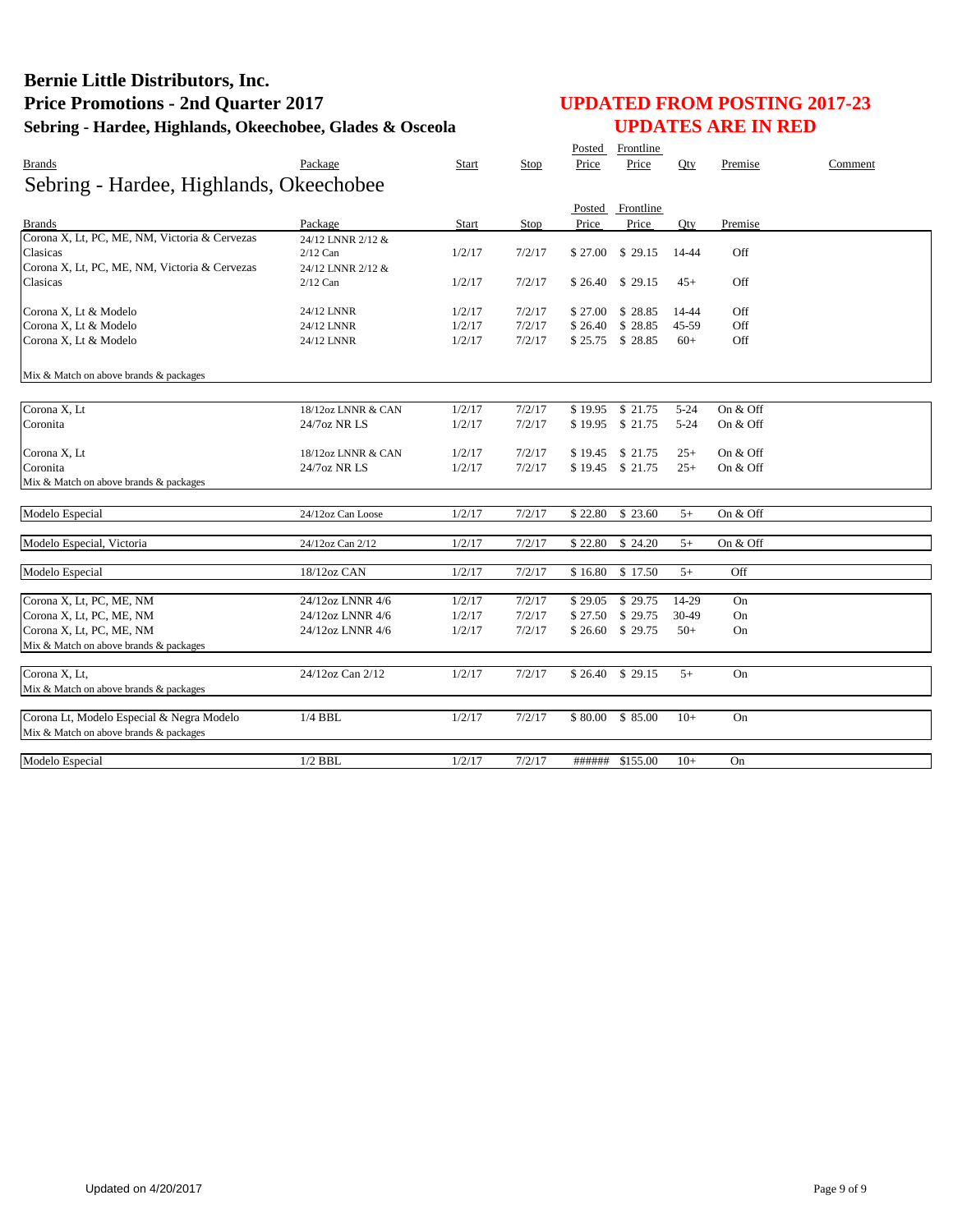# Bernie Little Distributors, Inc.
# Price Promotions - 2nd Quarter 2017
## Sebring - Hardee, Highlands, Okeechobee, Glades & Osceola

## UPDATED FROM POSTING 2017-23
## UPDATES ARE IN RED

| Brands | Package | Start | Stop | Posted Price | Frontline Price | Qty | Premise | Comment |
|---|---|---|---|---|---|---|---|---|

## Sebring - Hardee, Highlands, Okeechobee

| Brands | Package | Start | Stop | Posted Price | Frontline Price | Qty | Premise |
|---|---|---|---|---|---|---|---|
| Corona X, Lt, PC, ME, NM, Victoria & Cervezas Clasicas | 24/12 LNNR 2/12 & 2/12 Can | 1/2/17 | 7/2/17 | $ 27.00 | $ 29.15 | 14-44 | Off |
| Corona X, Lt, PC, ME, NM, Victoria & Cervezas Clasicas | 24/12 LNNR 2/12 & 2/12 Can | 1/2/17 | 7/2/17 | $ 26.40 | $ 29.15 | 45+ | Off |
| Corona X, Lt & Modelo | 24/12 LNNR | 1/2/17 | 7/2/17 | $ 27.00 | $ 28.85 | 14-44 | Off |
| Corona X, Lt & Modelo | 24/12 LNNR | 1/2/17 | 7/2/17 | $ 26.40 | $ 28.85 | 45-59 | Off |
| Corona X, Lt & Modelo | 24/12 LNNR | 1/2/17 | 7/2/17 | $ 25.75 | $ 28.85 | 60+ | Off |
| Mix & Match on above brands & packages | | | | | | | |
| Corona X, Lt | 18/12oz LNNR & CAN | 1/2/17 | 7/2/17 | $ 19.95 | $ 21.75 | 5-24 | On & Off |
| Coronita | 24/7oz NR LS | 1/2/17 | 7/2/17 | $ 19.95 | $ 21.75 | 5-24 | On & Off |
| Corona X, Lt | 18/12oz LNNR & CAN | 1/2/17 | 7/2/17 | $ 19.45 | $ 21.75 | 25+ | On & Off |
| Coronita | 24/7oz NR LS | 1/2/17 | 7/2/17 | $ 19.45 | $ 21.75 | 25+ | On & Off |
| Mix & Match on above brands & packages | | | | | | | |
| Modelo Especial | 24/12oz Can Loose | 1/2/17 | 7/2/17 | $ 22.80 | $ 23.60 | 5+ | On & Off |
| Modelo Especial, Victoria | 24/12oz Can 2/12 | 1/2/17 | 7/2/17 | $ 22.80 | $ 24.20 | 5+ | On & Off |
| Modelo Especial | 18/12oz CAN | 1/2/17 | 7/2/17 | $ 16.80 | $ 17.50 | 5+ | Off |
| Corona X, Lt, PC, ME, NM | 24/12oz LNNR 4/6 | 1/2/17 | 7/2/17 | $ 29.05 | $ 29.75 | 14-29 | On |
| Corona X, Lt, PC, ME, NM | 24/12oz LNNR 4/6 | 1/2/17 | 7/2/17 | $ 27.50 | $ 29.75 | 30-49 | On |
| Corona X, Lt, PC, ME, NM | 24/12oz LNNR 4/6 | 1/2/17 | 7/2/17 | $ 26.60 | $ 29.75 | 50+ | On |
| Mix & Match on above brands & packages | | | | | | | |
| Corona X, Lt, | 24/12oz Can 2/12 | 1/2/17 | 7/2/17 | $ 26.40 | $ 29.15 | 5+ | On |
| Mix & Match on above brands & packages | | | | | | | |
| Corona Lt, Modelo Especial & Negra Modelo | 1/4 BBL | 1/2/17 | 7/2/17 | $ 80.00 | $ 85.00 | 10+ | On |
| Mix & Match on above brands & packages | | | | | | | |
| Modelo Especial | 1/2 BBL | 1/2/17 | 7/2/17 | ###### | $155.00 | 10+ | On |

Updated on 4/20/2017